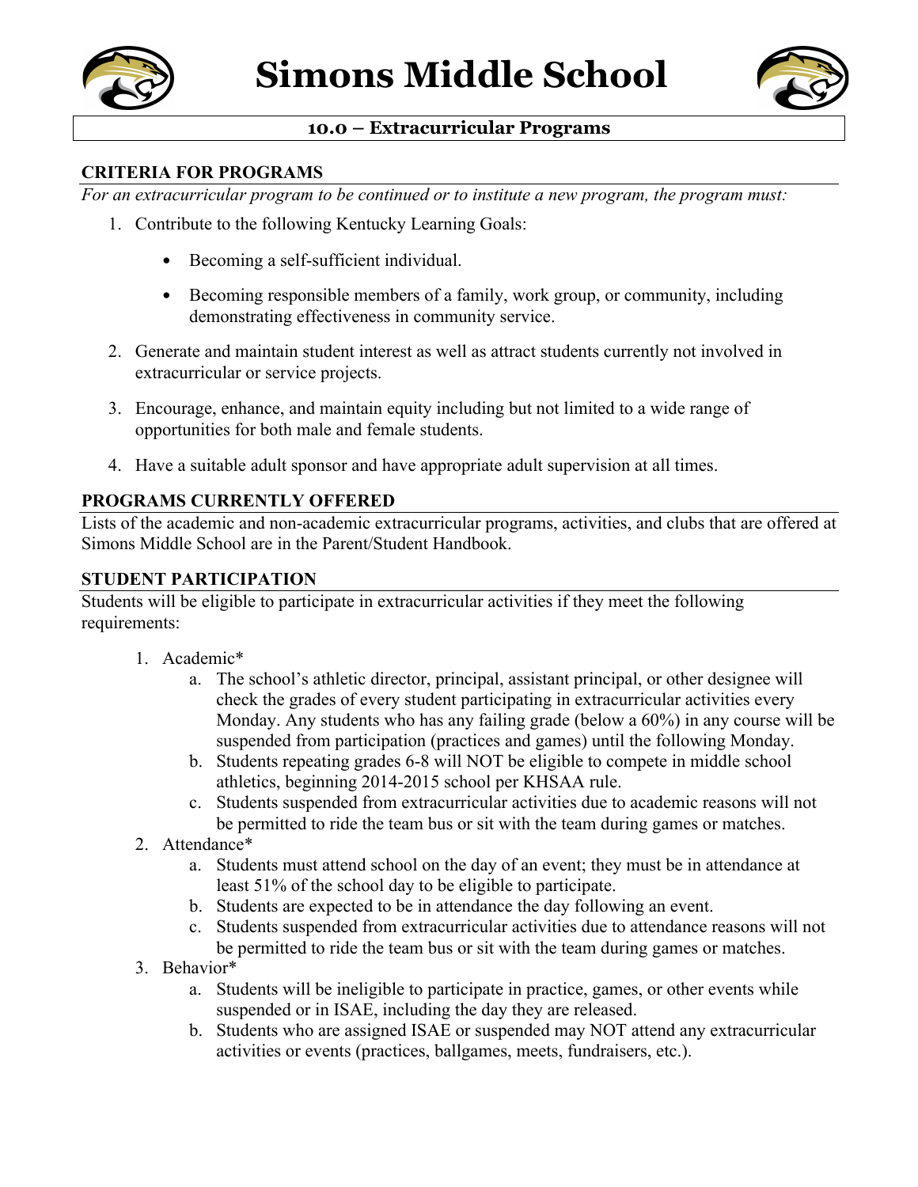# Simons Middle School

## 10.0 – Extracurricular Programs

### CRITERIA FOR PROGRAMS

*For an extracurricular program to be continued or to institute a new program, the program must:*

1. Contribute to the following Kentucky Learning Goals:
   - Becoming a self-sufficient individual.
   - Becoming responsible members of a family, work group, or community, including demonstrating effectiveness in community service.
2. Generate and maintain student interest as well as attract students currently not involved in extracurricular or service projects.
3. Encourage, enhance, and maintain equity including but not limited to a wide range of opportunities for both male and female students.
4. Have a suitable adult sponsor and have appropriate adult supervision at all times.

### PROGRAMS CURRENTLY OFFERED

Lists of the academic and non-academic extracurricular programs, activities, and clubs that are offered at Simons Middle School are in the Parent/Student Handbook.

### STUDENT PARTICIPATION

Students will be eligible to participate in extracurricular activities if they meet the following requirements:

1. Academic*
   a. The school's athletic director, principal, assistant principal, or other designee will check the grades of every student participating in extracurricular activities every Monday. Any students who has any failing grade (below a 60%) in any course will be suspended from participation (practices and games) until the following Monday.
   b. Students repeating grades 6-8 will NOT be eligible to compete in middle school athletics, beginning 2014-2015 school per KHSAA rule.
   c. Students suspended from extracurricular activities due to academic reasons will not be permitted to ride the team bus or sit with the team during games or matches.
2. Attendance*
   a. Students must attend school on the day of an event; they must be in attendance at least 51% of the school day to be eligible to participate.
   b. Students are expected to be in attendance the day following an event.
   c. Students suspended from extracurricular activities due to attendance reasons will not be permitted to ride the team bus or sit with the team during games or matches.
3. Behavior*
   a. Students will be ineligible to participate in practice, games, or other events while suspended or in ISAE, including the day they are released.
   b. Students who are assigned ISAE or suspended may NOT attend any extracurricular activities or events (practices, ballgames, meets, fundraisers, etc.).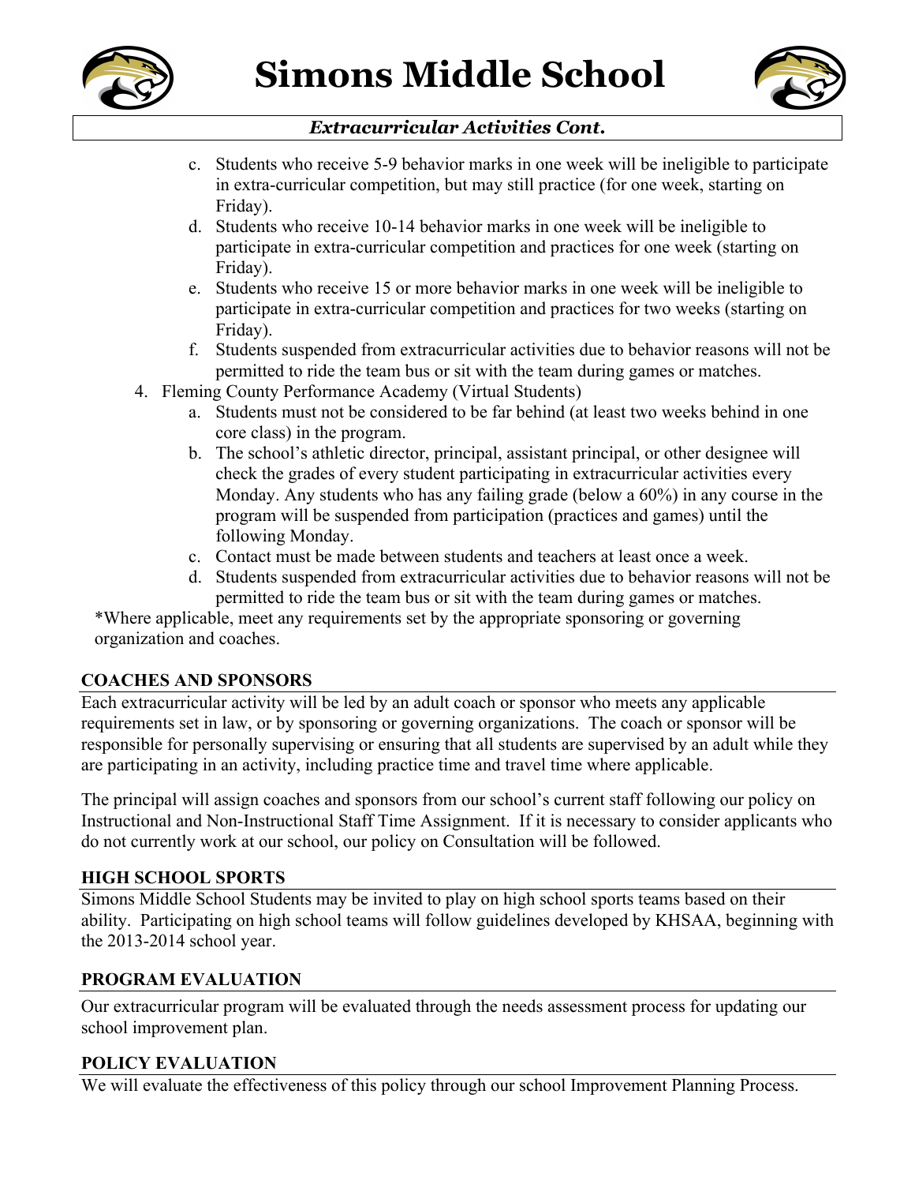*Extracurricular Activities Cont.*

c. Students who receive 5-9 behavior marks in one week will be ineligible to participate in extra-curricular competition, but may still practice (for one week, starting on Friday).
d. Students who receive 10-14 behavior marks in one week will be ineligible to participate in extra-curricular competition and practices for one week (starting on Friday).
e. Students who receive 15 or more behavior marks in one week will be ineligible to participate in extra-curricular competition and practices for two weeks (starting on Friday).
f. Students suspended from extracurricular activities due to behavior reasons will not be permitted to ride the team bus or sit with the team during games or matches.

4. Fleming County Performance Academy (Virtual Students)
   a. Students must not be considered to be far behind (at least two weeks behind in one core class) in the program.
   b. The school's athletic director, principal, assistant principal, or other designee will check the grades of every student participating in extracurricular activities every Monday. Any students who has any failing grade (below a 60%) in any course in the program will be suspended from participation (practices and games) until the following Monday.
   c. Contact must be made between students and teachers at least once a week.
   d. Students suspended from extracurricular activities due to behavior reasons will not be permitted to ride the team bus or sit with the team during games or matches.

*Where applicable, meet any requirements set by the appropriate sponsoring or governing organization and coaches.

## COACHES AND SPONSORS

Each extracurricular activity will be led by an adult coach or sponsor who meets any applicable requirements set in law, or by sponsoring or governing organizations. The coach or sponsor will be responsible for personally supervising or ensuring that all students are supervised by an adult while they are participating in an activity, including practice time and travel time where applicable.

The principal will assign coaches and sponsors from our school's current staff following our policy on Instructional and Non-Instructional Staff Time Assignment. If it is necessary to consider applicants who do not currently work at our school, our policy on Consultation will be followed.

## HIGH SCHOOL SPORTS

Simons Middle School Students may be invited to play on high school sports teams based on their ability. Participating on high school teams will follow guidelines developed by KHSAA, beginning with the 2013-2014 school year.

## PROGRAM EVALUATION

Our extracurricular program will be evaluated through the needs assessment process for updating our school improvement plan.

## POLICY EVALUATION

We will evaluate the effectiveness of this policy through our school Improvement Planning Process.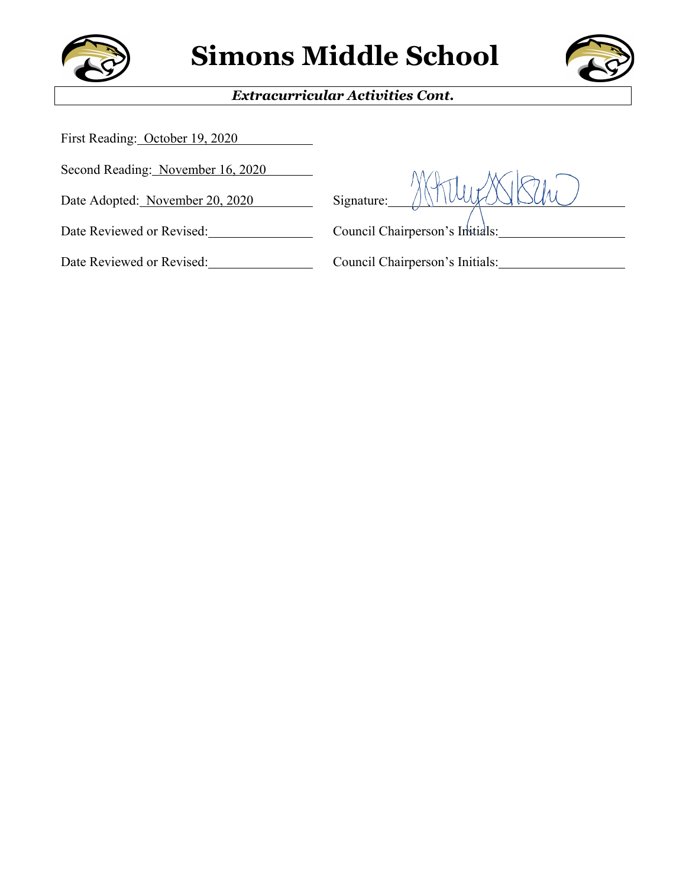# Simons Middle School

***Extracurricular Activities Cont.***

First Reading: October 19, 2020

Second Reading: November 16, 2020

Date Adopted: November 20, 2020 Signature: ____________________

Date Reviewed or Revised: ____________ Council Chairperson's Initials: ____________

Date Reviewed or Revised: ____________ Council Chairperson's Initials: ____________